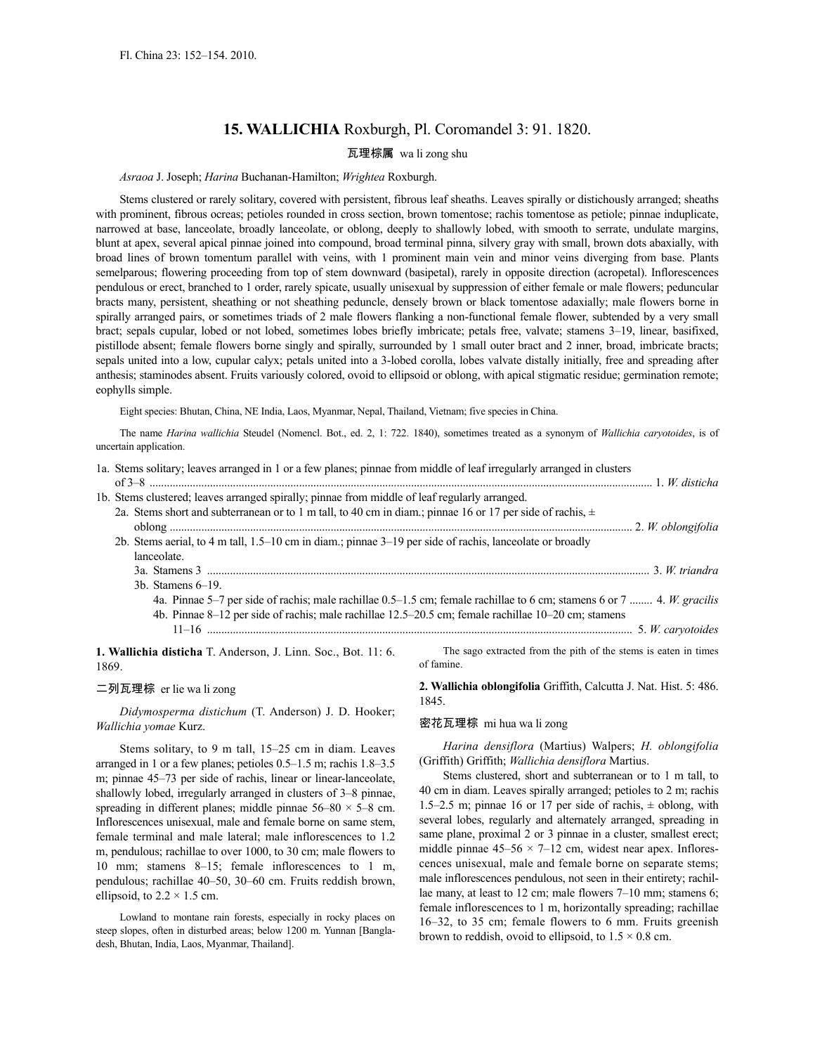## 15. WALLICHIA Roxburgh, Pl. Coromandel 3: 91. 1820.

瓦理棕属 wa li zong shu

*Asraoa* J. Joseph; *Harina* Buchanan-Hamilton; *Wrightea* Roxburgh.

Stems clustered or rarely solitary, covered with persistent, fibrous leaf sheaths. Leaves spirally or distichously arranged; sheaths with prominent, fibrous ocreas; petioles rounded in cross section, brown tomentose; rachis tomentose as petiole; pinnae induplicate, narrowed at base, lanceolate, broadly lanceolate, or oblong, deeply to shallowly lobed, with smooth to serrate, undulate margins, blunt at apex, several apical pinnae joined into compound, broad terminal pinna, silvery gray with small, brown dots abaxially, with broad lines of brown tomentum parallel with veins, with 1 prominent main vein and minor veins diverging from base. Plants semelparous; flowering proceeding from top of stem downward (basipetal), rarely in opposite direction (acropetal). Inflorescences pendulous or erect, branched to 1 order, rarely spicate, usually unisexual by suppression of either female or male flowers; peduncular bracts many, persistent, sheathing or not sheathing peduncle, densely brown or black tomentose adaxially; male flowers borne in spirally arranged pairs, or sometimes triads of 2 male flowers flanking a non-functional female flower, subtended by a very small bract; sepals cupular, lobed or not lobed, sometimes lobes briefly imbricate; petals free, valvate; stamens 3–19, linear, basifixed, pistillode absent; female flowers borne singly and spirally, surrounded by 1 small outer bract and 2 inner, broad, imbricate bracts; sepals united into a low, cupular calyx; petals united into a 3-lobed corolla, lobes valvate distally initially, free and spreading after anthesis; staminodes absent. Fruits variously colored, ovoid to ellipsoid or oblong, with apical stigmatic residue; germination remote; eophylls simple.

Eight species: Bhutan, China, NE India, Laos, Myanmar, Nepal, Thailand, Vietnam; five species in China.

The name *Harina wallichia* Steudel (Nomencl. Bot., ed. 2, 1: 722. 1840), sometimes treated as a synonym of *Wallichia caryotoides*, is of uncertain application.

1a. Stems solitary; leaves arranged in 1 or a few planes; pinnae from middle of leaf irregularly arranged in clusters of 3–8 .......... 1. *W. disticha*

1b. Stems clustered; leaves arranged spirally; pinnae from middle of leaf regularly arranged.

  2a. Stems short and subterranean or to 1 m tall, to 40 cm in diam.; pinnae 16 or 17 per side of rachis, ± oblong .......... 2. *W. oblongifolia*

  2b. Stems aerial, to 4 m tall, 1.5–10 cm in diam.; pinnae 3–19 per side of rachis, lanceolate or broadly lanceolate.

    3a. Stamens 3 .......... 3. *W. triandra*

    3b. Stamens 6–19.

      4a. Pinnae 5–7 per side of rachis; male rachillae 0.5–1.5 cm; female rachillae to 6 cm; stamens 6 or 7 .......... 4. *W. gracilis*

      4b. Pinnae 8–12 per side of rachis; male rachillae 12.5–20.5 cm; female rachillae 10–20 cm; stamens 11–16 .......... 5. *W. caryotoides*

**1. Wallichia disticha** T. Anderson, J. Linn. Soc., Bot. 11: 6. 1869.

二列瓦理棕 er lie wa li zong

*Didymosperma distichum* (T. Anderson) J. D. Hooker; *Wallichia yomae* Kurz.

Stems solitary, to 9 m tall, 15–25 cm in diam. Leaves arranged in 1 or a few planes; petioles 0.5–1.5 m; rachis 1.8–3.5 m; pinnae 45–73 per side of rachis, linear or linear-lanceolate, shallowly lobed, irregularly arranged in clusters of 3–8 pinnae, spreading in different planes; middle pinnae 56–80 × 5–8 cm. Inflorescences unisexual, male and female borne on same stem, female terminal and male lateral; male inflorescences to 1.2 m, pendulous; rachillae to over 1000, to 30 cm; male flowers to 10 mm; stamens 8–15; female inflorescences to 1 m, pendulous; rachillae 40–50, 30–60 cm. Fruits reddish brown, ellipsoid, to 2.2 × 1.5 cm.

Lowland to montane rain forests, especially in rocky places on steep slopes, often in disturbed areas; below 1200 m. Yunnan [Bangladesh, Bhutan, India, Laos, Myanmar, Thailand].

The sago extracted from the pith of the stems is eaten in times of famine.

**2. Wallichia oblongifolia** Griffith, Calcutta J. Nat. Hist. 5: 486. 1845.

密花瓦理棕 mi hua wa li zong

*Harina densiflora* (Martius) Walpers; *H. oblongifolia* (Griffith) Griffith; *Wallichia densiflora* Martius.

Stems clustered, short and subterranean or to 1 m tall, to 40 cm in diam. Leaves spirally arranged; petioles to 2 m; rachis 1.5–2.5 m; pinnae 16 or 17 per side of rachis, ± oblong, with several lobes, regularly and alternately arranged, spreading in same plane, proximal 2 or 3 pinnae in a cluster, smallest erect; middle pinnae 45–56 × 7–12 cm, widest near apex. Inflorescences unisexual, male and female borne on separate stems; male inflorescences pendulous, not seen in their entirety; rachillae many, at least to 12 cm; male flowers 7–10 mm; stamens 6; female inflorescences to 1 m, horizontally spreading; rachillae 16–32, to 35 cm; female flowers to 6 mm. Fruits greenish brown to reddish, ovoid to ellipsoid, to 1.5 × 0.8 cm.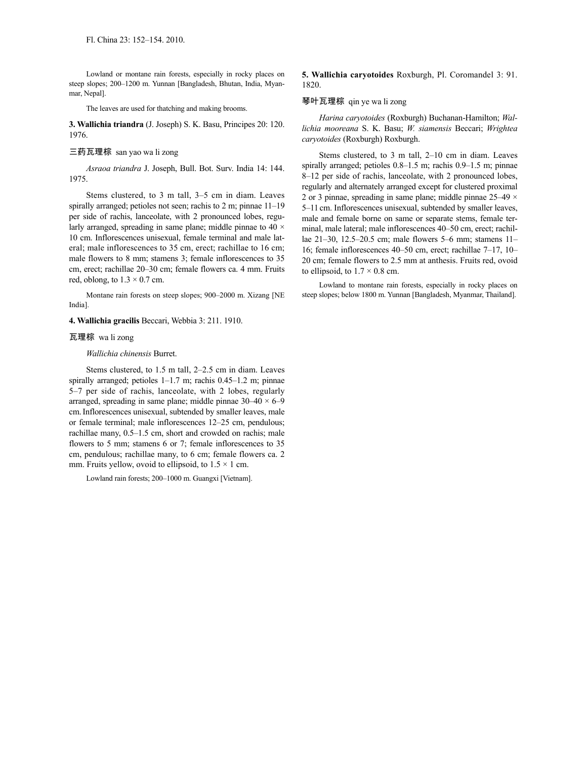Lowland or montane rain forests, especially in rocky places on steep slopes; 200–1200 m. Yunnan [Bangladesh, Bhutan, India, Myanmar, Nepal].

The leaves are used for thatching and making brooms.

**3. Wallichia triandra** (J. Joseph) S. K. Basu, Principes 20: 120. 1976.

三药瓦理棕 san yao wa li zong

*Asraoa triandra* J. Joseph, Bull. Bot. Surv. India 14: 144. 1975.

Stems clustered, to 3 m tall, 3–5 cm in diam. Leaves spirally arranged; petioles not seen; rachis to 2 m; pinnae 11–19 per side of rachis, lanceolate, with 2 pronounced lobes, regularly arranged, spreading in same plane; middle pinnae to 40 × 10 cm. Inflorescences unisexual, female terminal and male lateral; male inflorescences to 35 cm, erect; rachillae to 16 cm; male flowers to 8 mm; stamens 3; female inflorescences to 35 cm, erect; rachillae 20–30 cm; female flowers ca. 4 mm. Fruits red, oblong, to 1.3 × 0.7 cm.

Montane rain forests on steep slopes; 900–2000 m. Xizang [NE India].

**4. Wallichia gracilis** Beccari, Webbia 3: 211. 1910.

瓦理棕 wa li zong

*Wallichia chinensis* Burret.

Stems clustered, to 1.5 m tall, 2–2.5 cm in diam. Leaves spirally arranged; petioles 1–1.7 m; rachis 0.45–1.2 m; pinnae 5–7 per side of rachis, lanceolate, with 2 lobes, regularly arranged, spreading in same plane; middle pinnae 30–40 × 6–9 cm. Inflorescences unisexual, subtended by smaller leaves, male or female terminal; male inflorescences 12–25 cm, pendulous; rachillae many, 0.5–1.5 cm, short and crowded on rachis; male flowers to 5 mm; stamens 6 or 7; female inflorescences to 35 cm, pendulous; rachillae many, to 6 cm; female flowers ca. 2 mm. Fruits yellow, ovoid to ellipsoid, to 1.5 × 1 cm.

Lowland rain forests; 200–1000 m. Guangxi [Vietnam].

**5. Wallichia caryotoides** Roxburgh, Pl. Coromandel 3: 91. 1820.

琴叶瓦理棕 qin ye wa li zong

*Harina caryotoides* (Roxburgh) Buchanan-Hamilton; *Wallichia mooreana* S. K. Basu; *W. siamensis* Beccari; *Wrightea caryotoides* (Roxburgh) Roxburgh.

Stems clustered, to 3 m tall, 2–10 cm in diam. Leaves spirally arranged; petioles 0.8–1.5 m; rachis 0.9–1.5 m; pinnae 8–12 per side of rachis, lanceolate, with 2 pronounced lobes, regularly and alternately arranged except for clustered proximal 2 or 3 pinnae, spreading in same plane; middle pinnae 25–49 × 5–11 cm. Inflorescences unisexual, subtended by smaller leaves, male and female borne on same or separate stems, female terminal, male lateral; male inflorescences 40–50 cm, erect; rachillae 21–30, 12.5–20.5 cm; male flowers 5–6 mm; stamens 11–16; female inflorescences 40–50 cm, erect; rachillae 7–17, 10–20 cm; female flowers to 2.5 mm at anthesis. Fruits red, ovoid to ellipsoid, to 1.7 × 0.8 cm.

Lowland to montane rain forests, especially in rocky places on steep slopes; below 1800 m. Yunnan [Bangladesh, Myanmar, Thailand].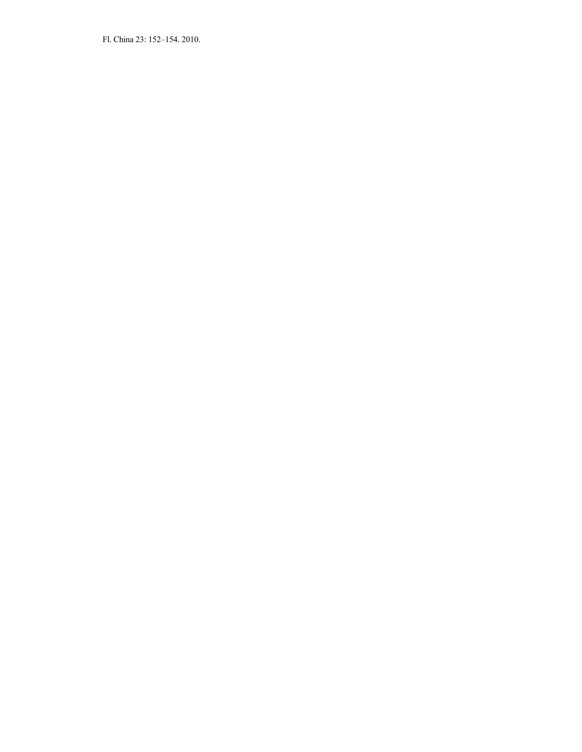Fl. China 23: 152–154. 2010.